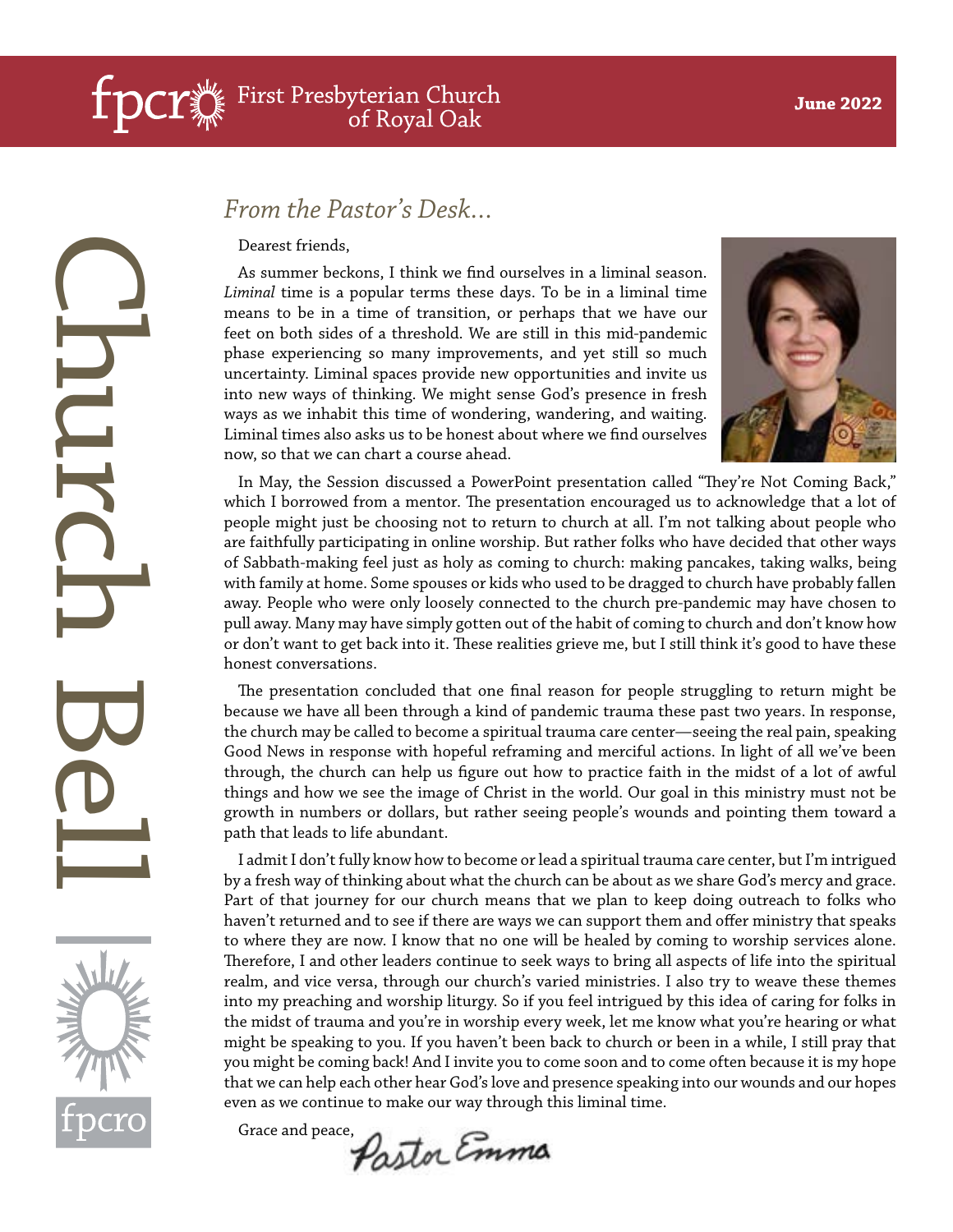# Church Bell

**First Presbyterian Church of Royal Oak**

**June 2022**

## *From the Pastor's Desk...*

Dearest friends,

As summer beckons, I think we find ourselves in a liminal season. *Liminal* time is a popular terms these days. To be in a liminal time means to be in a time of transition, or perhaps that we have our feet on both sides of a threshold. We are still in this mid-pandemic phase experiencing so many improvements, and yet still so much uncertainty. Liminal spaces provide new opportunities and invite us into new ways of thinking. We might sense God's presence in fresh ways as we inhabit this time of wondering, wandering, and waiting. Liminal times also asks us to be honest about where we find ourselves now, so that we can chart a course ahead.

In May, the Session discussed a PowerPoint presentation called "They're Not Coming Back," which I borrowed from a mentor. The presentation encouraged us to acknowledge that a lot of people might just be choosing not to return to church at all. I'm not talking about people who are faithfully participating in online worship. But rather folks who have decided that other ways of Sabbath-making feel just as holy as coming to church: making pancakes, taking walks, being with family at home. Some spouses or kids who used to be dragged to church have probably fallen away. People who were only loosely connected to the church pre-pandemic may have chosen to pull away. Many may have simply gotten out of the habit of coming to church and don't know how or don't want to get back into it. These realities grieve me, but I still think it's good to have these honest conversations.

The presentation concluded that one final reason for people struggling to return might be because we have all been through a kind of pandemic trauma these past two years. In response, the church may be called to become a spiritual trauma care center—seeing the real pain, speaking Good News in response with hopeful reframing and merciful actions. In light of all we've been through, the church can help us figure out how to practice faith in the midst of a lot of awful things and how we see the image of Christ in the world. Our goal in this ministry must not be growth in numbers or dollars, but rather seeing people's wounds and pointing them toward a path that leads to life abundant.

I admit I don't fully know how to become or lead a spiritual trauma care center, but I'm intrigued by a fresh way of thinking about what the church can be about as we share God's mercy and grace. Part of that journey for our church means that we plan to keep doing outreach to folks who haven't returned and to see if there are ways we can support them and offer ministry that speaks to where they are now. I know that no one will be healed by coming to worship services alone. Therefore, I and other leaders continue to seek ways to bring all aspects of life into the spiritual realm, and vice versa, through our church's varied ministries. I also try to weave these themes into my preaching and worship liturgy. So if you feel intrigued by this idea of caring for folks in the midst of trauma and you're in worship every week, let me know what you're hearing or what might be speaking to you. If you haven't been back to church or been in a while, I still pray that you might be coming back! And I invite you to come soon and to come often because it is my hope that we can help each other hear God's love and presence speaking into our wounds and our hopes even as we continue to make our way through this liminal time.

Grace and peace,
Pastor Emma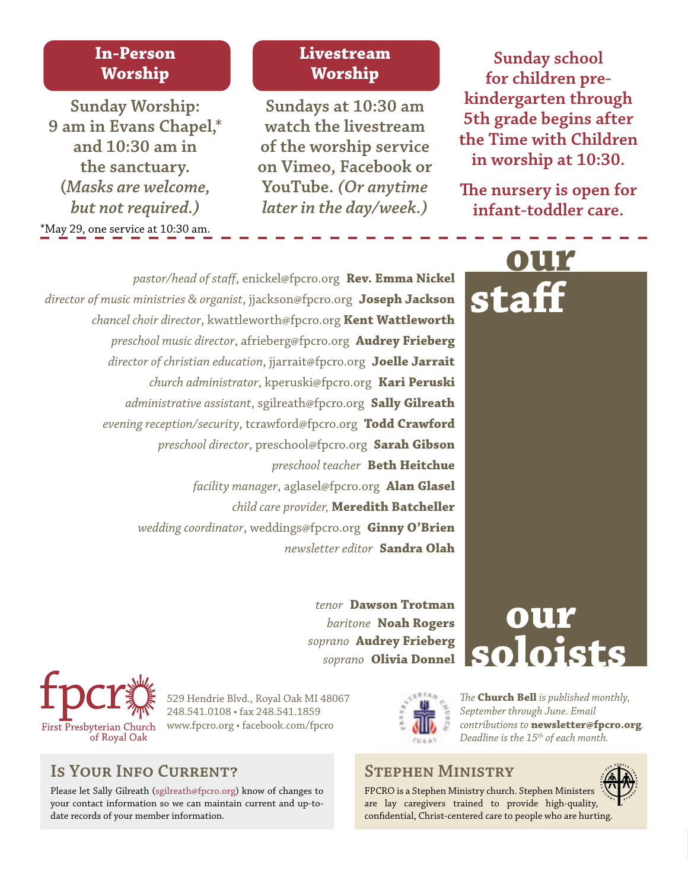## In-Person Worship

Sunday Worship: 9 am in Evans Chapel,* and 10:30 am in the sanctuary. (*Masks are welcome, but not required.*)

*May 29, one service at 10:30 am.

## Livestream Worship

Sundays at 10:30 am watch the livestream of the worship service on Vimeo, Facebook or YouTube. *(Or anytime later in the day/week.)*

**Sunday school for children pre-kindergarten through 5th grade begins after the Time with Children in worship at 10:30.**

**The nursery is open for infant-toddler care.**

## our staff

*pastor/head of staff*, enickel@fpcro.org **Rev. Emma Nickel**
*director of music ministries & organist*, jjackson@fpcro.org **Joseph Jackson**
*chancel choir director*, kwattleworth@fpcro.org **Kent Wattleworth**
*preschool music director*, afrieberg@fpcro.org **Audrey Frieberg**
*director of christian education*, jjarrait@fpcro.org **Joelle Jarrait**
*church administrator*, kperuski@fpcro.org **Kari Peruski**
*administrative assistant*, sgilreath@fpcro.org **Sally Gilreath**
*evening reception/security*, tcrawford@fpcro.org **Todd Crawford**
*preschool director*, preschool@fpcro.org **Sarah Gibson**
*preschool teacher* **Beth Heitchue**
*facility manager*, aglasel@fpcro.org **Alan Glasel**
*child care provider,* **Meredith Batcheller**
*wedding coordinator*, weddings@fpcro.org **Ginny O'Brien**
*newsletter editor* **Sandra Olah**

## our soloists

*tenor* **Dawson Trotman**
*baritone* **Noah Rogers**
*soprano* **Audrey Frieberg**
*soprano* **Olivia Donnel**

fpcro
First Presbyterian Church of Royal Oak

529 Hendrie Blvd., Royal Oak MI 48067
248.541.0108 • fax 248.541.1859
www.fpcro.org • facebook.com/fpcro

*The* **Church Bell** *is published monthly, September through June. Email contributions to* **newsletter@fpcro.org**. *Deadline is the 15th of each month.*

## Is Your Info Current?

Please let Sally Gilreath (sgilreath@fpcro.org) know of changes to your contact information so we can maintain current and up-to-date records of your member information.

## Stephen Ministry

FPCRO is a Stephen Ministry church. Stephen Ministers are lay caregivers trained to provide high-quality, confidential, Christ-centered care to people who are hurting.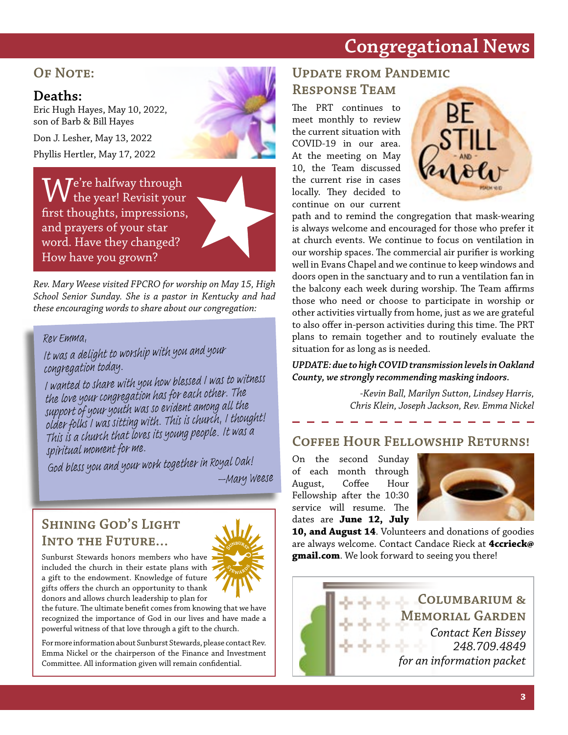# Congregational News

## Of Note:

### Deaths:

Eric Hugh Hayes, May 10, 2022, son of Barb & Bill Hayes

Don J. Lesher, May 13, 2022

Phyllis Hertler, May 17, 2022

We're halfway through the year! Revisit your first thoughts, impressions, and prayers of your star word. Have they changed? How have you grown?

*Rev. Mary Weese visited FPCRO for worship on May 15, High School Senior Sunday. She is a pastor in Kentucky and had these encouraging words to share about our congregation:*

Rev Emma,

It was a delight to worship with you and your congregation today.

I wanted to share with you how blessed I was to witness the love your congregation has for each other. The support of your youth was so evident among all the older folks I was sitting with. This is church, I thought! This is a church that loves its young people. It was a spiritual moment for me.

God bless you and your work together in Royal Oak!

—Mary Weese

## Shining God's Light into the Future...

Sunburst Stewards honors members who have included the church in their estate plans with a gift to the endowment. Knowledge of future gifts offers the church an opportunity to thank donors and allows church leadership to plan for the future. The ultimate benefit comes from knowing that we have recognized the importance of God in our lives and have made a powerful witness of that love through a gift to the church.

For more information about Sunburst Stewards, please contact Rev. Emma Nickel or the chairperson of the Finance and Investment Committee. All information given will remain confidential.

## Update from Pandemic Response Team

The PRT continues to meet monthly to review the current situation with COVID-19 in our area. At the meeting on May 10, the Team discussed the current rise in cases locally. They decided to continue on our current path and to remind the congregation that mask-wearing is always welcome and encouraged for those who prefer it at church events. We continue to focus on ventilation in our worship spaces. The commercial air purifier is working well in Evans Chapel and we continue to keep windows and doors open in the sanctuary and to run a ventilation fan in the balcony each week during worship. The Team affirms those who need or choose to participate in worship or other activities virtually from home, just as we are grateful to also offer in-person activities during this time. The PRT plans to remain together and to routinely evaluate the situation for as long as is needed.

***UPDATE: due to high COVID transmission levels in Oakland County, we strongly recommending masking indoors.***

*-Kevin Ball, Marilyn Sutton, Lindsey Harris, Chris Klein, Joseph Jackson, Rev. Emma Nickel*

## Coffee Hour Fellowship Returns!

On the second Sunday of each month through August, Coffee Hour Fellowship after the 10:30 service will resume. The dates are **June 12, July 10, and August 14**. Volunteers and donations of goodies are always welcome. Contact Candace Rieck at **4ccrieck@gmail.com**. We look forward to seeing you there!

## Columbarium & Memorial Garden

*Contact Ken Bissey*
*248.709.4849*
*for an information packet*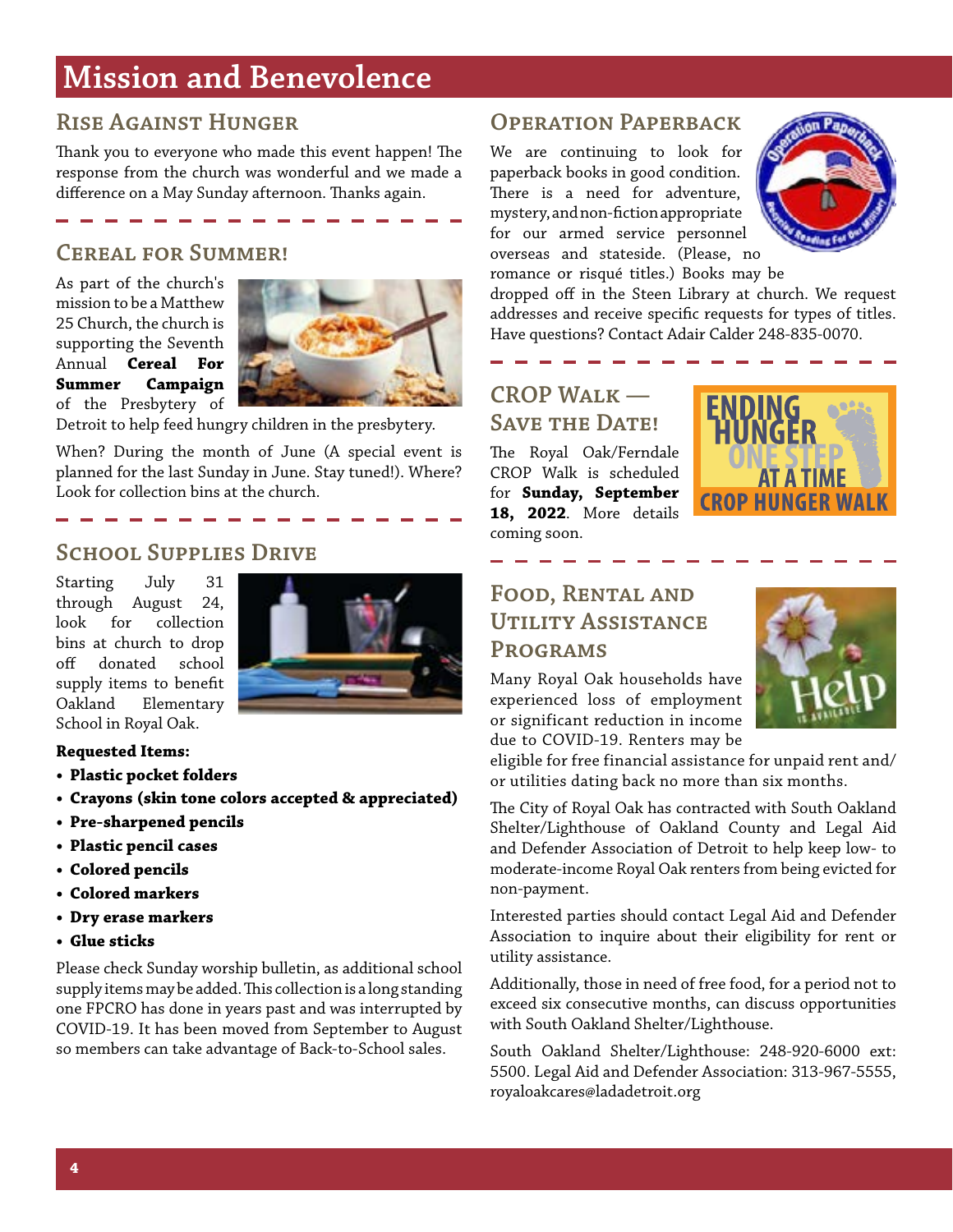# Mission and Benevolence

## Rise Against Hunger

Thank you to everyone who made this event happen! The response from the church was wonderful and we made a difference on a May Sunday afternoon. Thanks again.

## Cereal for Summer!

As part of the church's mission to be a Matthew 25 Church, the church is supporting the Seventh Annual **Cereal For Summer Campaign** of the Presbytery of Detroit to help feed hungry children in the presbytery.

When? During the month of June (A special event is planned for the last Sunday in June. Stay tuned!). Where? Look for collection bins at the church.

## School Supplies Drive

Starting July 31 through August 24, look for collection bins at church to drop off donated school supply items to benefit Oakland Elementary School in Royal Oak.

**Requested Items:**

- **Plastic pocket folders**
- **Crayons (skin tone colors accepted & appreciated)**
- **Pre-sharpened pencils**
- **Plastic pencil cases**
- **Colored pencils**
- **Colored markers**
- **Dry erase markers**
- **Glue sticks**

Please check Sunday worship bulletin, as additional school supply items may be added. This collection is a long standing one FPCRO has done in years past and was interrupted by COVID-19. It has been moved from September to August so members can take advantage of Back-to-School sales.

## Operation Paperback

We are continuing to look for paperback books in good condition. There is a need for adventure, mystery, and non-fiction appropriate for our armed service personnel overseas and stateside. (Please, no romance or risqué titles.) Books may be dropped off in the Steen Library at church. We request addresses and receive specific requests for types of titles. Have questions? Contact Adair Calder 248-835-0070.

## CROP Walk — Save the Date!

The Royal Oak/Ferndale CROP Walk is scheduled for **Sunday, September 18, 2022**. More details coming soon.

## Food, Rental and Utility Assistance Programs

Many Royal Oak households have experienced loss of employment or significant reduction in income due to COVID-19. Renters may be eligible for free financial assistance for unpaid rent and/or utilities dating back no more than six months.

The City of Royal Oak has contracted with South Oakland Shelter/Lighthouse of Oakland County and Legal Aid and Defender Association of Detroit to help keep low- to moderate-income Royal Oak renters from being evicted for non-payment.

Interested parties should contact Legal Aid and Defender Association to inquire about their eligibility for rent or utility assistance.

Additionally, those in need of free food, for a period not to exceed six consecutive months, can discuss opportunities with South Oakland Shelter/Lighthouse.

South Oakland Shelter/Lighthouse: 248-920-6000 ext: 5500. Legal Aid and Defender Association: 313-967-5555, royaloakcares@ladadetroit.org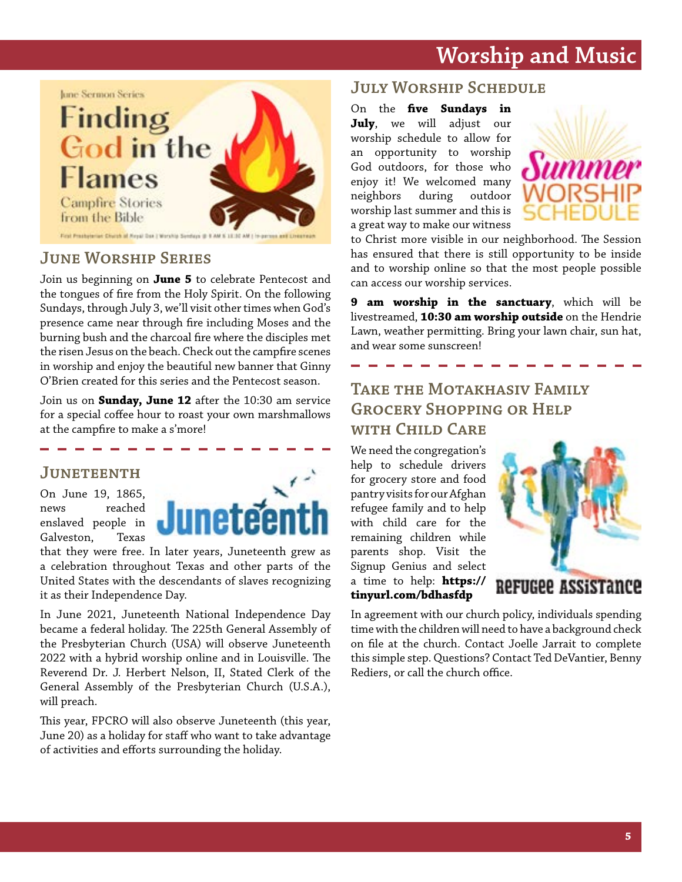# Worship and Music

## June Worship Series

Join us beginning on **June 5** to celebrate Pentecost and the tongues of fire from the Holy Spirit. On the following Sundays, through July 3, we'll visit other times when God's presence came near through fire including Moses and the burning bush and the charcoal fire where the disciples met the risen Jesus on the beach. Check out the campfire scenes in worship and enjoy the beautiful new banner that Ginny O'Brien created for this series and the Pentecost season.

Join us on **Sunday, June 12** after the 10:30 am service for a special coffee hour to roast your own marshmallows at the campfire to make a s'more!

## Juneteenth

On June 19, 1865, news reached enslaved people in Galveston, Texas that they were free. In later years, Juneteenth grew as a celebration throughout Texas and other parts of the United States with the descendants of slaves recognizing it as their Independence Day.

In June 2021, Juneteenth National Independence Day became a federal holiday. The 225th General Assembly of the Presbyterian Church (USA) will observe Juneteenth 2022 with a hybrid worship online and in Louisville. The Reverend Dr. J. Herbert Nelson, II, Stated Clerk of the General Assembly of the Presbyterian Church (U.S.A.), will preach.

This year, FPCRO will also observe Juneteenth (this year, June 20) as a holiday for staff who want to take advantage of activities and efforts surrounding the holiday.

## July Worship Schedule

On the **five Sundays in July**, we will adjust our worship schedule to allow for an opportunity to worship God outdoors, for those who enjoy it! We welcomed many neighbors during outdoor worship last summer and this is a great way to make our witness to Christ more visible in our neighborhood. The Session has ensured that there is still opportunity to be inside and to worship online so that the most people possible can access our worship services.

**9 am worship in the sanctuary**, which will be livestreamed, **10:30 am worship outside** on the Hendrie Lawn, weather permitting. Bring your lawn chair, sun hat, and wear some sunscreen!

## Take the Motakhasiv Family Grocery Shopping or Help with Child Care

We need the congregation's help to schedule drivers for grocery store and food pantry visits for our Afghan refugee family and to help with child care for the remaining children while parents shop. Visit the Signup Genius and select a time to help: **https://tinyurl.com/bdhasfdp**

In agreement with our church policy, individuals spending time with the children will need to have a background check on file at the church. Contact Joelle Jarrait to complete this simple step. Questions? Contact Ted DeVantier, Benny Rediers, or call the church office.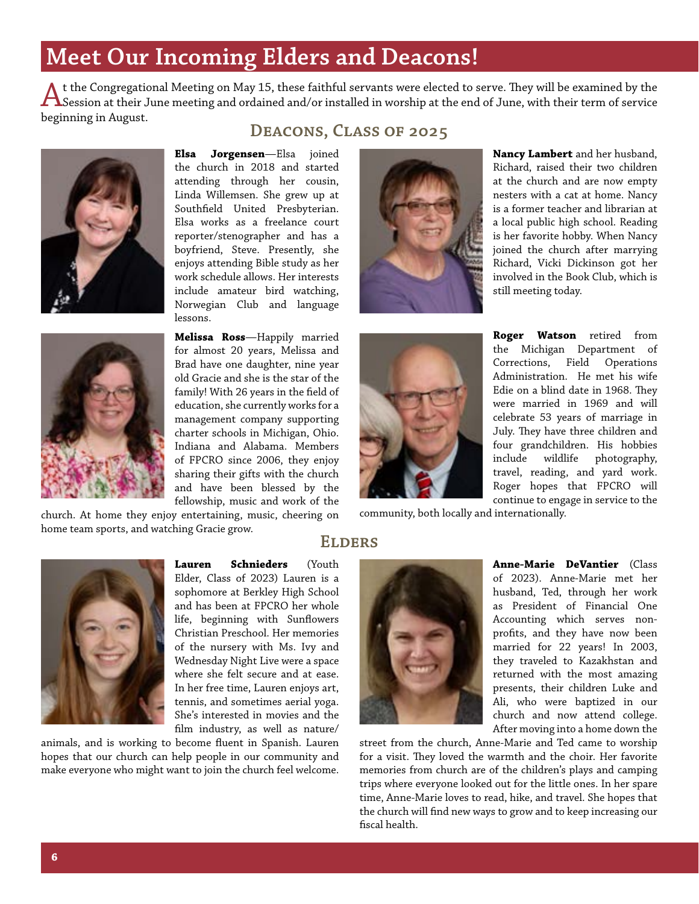# Meet Our Incoming Elders and Deacons!

At the Congregational Meeting on May 15, these faithful servants were elected to serve. They will be examined by the Session at their June meeting and ordained and/or installed in worship at the end of June, with their term of service beginning in August.

## Deacons, Class of 2025

**Elsa Jorgensen**—Elsa joined the church in 2018 and started attending through her cousin, Linda Willemsen. She grew up at Southfield United Presbyterian. Elsa works as a freelance court reporter/stenographer and has a boyfriend, Steve. Presently, she enjoys attending Bible study as her work schedule allows. Her interests include amateur bird watching, Norwegian Club and language lessons.

**Melissa Ross**—Happily married for almost 20 years, Melissa and Brad have one daughter, nine year old Gracie and she is the star of the family! With 26 years in the field of education, she currently works for a management company supporting charter schools in Michigan, Ohio. Indiana and Alabama. Members of FPCRO since 2006, they enjoy sharing their gifts with the church and have been blessed by the fellowship, music and work of the church. At home they enjoy entertaining, music, cheering on home team sports, and watching Gracie grow.

**Nancy Lambert** and her husband, Richard, raised their two children at the church and are now empty nesters with a cat at home. Nancy is a former teacher and librarian at a local public high school. Reading is her favorite hobby. When Nancy joined the church after marrying Richard, Vicki Dickinson got her involved in the Book Club, which is still meeting today.

**Roger Watson** retired from the Michigan Department of Corrections, Field Operations Administration. He met his wife Edie on a blind date in 1968. They were married in 1969 and will celebrate 53 years of marriage in July. They have three children and four grandchildren. His hobbies include wildlife photography, travel, reading, and yard work. Roger hopes that FPCRO will continue to engage in service to the community, both locally and internationally.

## Elders

**Lauren Schnieders** (Youth Elder, Class of 2023) Lauren is a sophomore at Berkley High School and has been at FPCRO her whole life, beginning with Sunflowers Christian Preschool. Her memories of the nursery with Ms. Ivy and Wednesday Night Live were a space where she felt secure and at ease. In her free time, Lauren enjoys art, tennis, and sometimes aerial yoga. She's interested in movies and the film industry, as well as nature/animals, and is working to become fluent in Spanish. Lauren hopes that our church can help people in our community and make everyone who might want to join the church feel welcome.

**Anne-Marie DeVantier** (Class of 2023). Anne-Marie met her husband, Ted, through her work as President of Financial One Accounting which serves non-profits, and they have now been married for 22 years! In 2003, they traveled to Kazakhstan and returned with the most amazing presents, their children Luke and Ali, who were baptized in our church and now attend college. After moving into a home down the street from the church, Anne-Marie and Ted came to worship for a visit. They loved the warmth and the choir. Her favorite memories from church are of the children's plays and camping trips where everyone looked out for the little ones. In her spare time, Anne-Marie loves to read, hike, and travel. She hopes that the church will find new ways to grow and to keep increasing our fiscal health.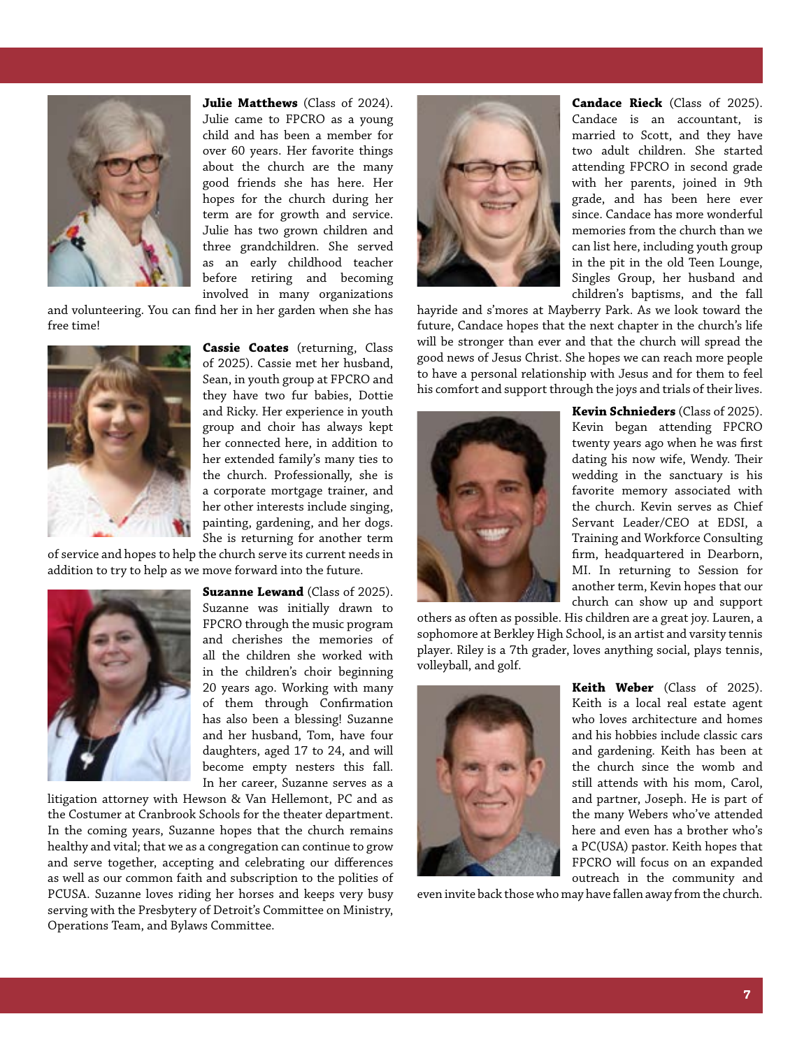**Julie Matthews** (Class of 2024). Julie came to FPCRO as a young child and has been a member for over 60 years. Her favorite things about the church are the many good friends she has here. Her hopes for the church during her term are for growth and service. Julie has two grown children and three grandchildren. She served as an early childhood teacher before retiring and becoming involved in many organizations and volunteering. You can find her in her garden when she has free time!

**Cassie Coates** (returning, Class of 2025). Cassie met her husband, Sean, in youth group at FPCRO and they have two fur babies, Dottie and Ricky. Her experience in youth group and choir has always kept her connected here, in addition to her extended family's many ties to the church. Professionally, she is a corporate mortgage trainer, and her other interests include singing, painting, gardening, and her dogs. She is returning for another term of service and hopes to help the church serve its current needs in addition to try to help as we move forward into the future.

**Suzanne Lewand** (Class of 2025). Suzanne was initially drawn to FPCRO through the music program and cherishes the memories of all the children she worked with in the children's choir beginning 20 years ago. Working with many of them through Confirmation has also been a blessing! Suzanne and her husband, Tom, have four daughters, aged 17 to 24, and will become empty nesters this fall. In her career, Suzanne serves as a litigation attorney with Hewson & Van Hellemont, PC and as the Costumer at Cranbrook Schools for the theater department. In the coming years, Suzanne hopes that the church remains healthy and vital; that we as a congregation can continue to grow and serve together, accepting and celebrating our differences as well as our common faith and subscription to the polities of PCUSA. Suzanne loves riding her horses and keeps very busy serving with the Presbytery of Detroit's Committee on Ministry, Operations Team, and Bylaws Committee.

**Candace Rieck** (Class of 2025). Candace is an accountant, is married to Scott, and they have two adult children. She started attending FPCRO in second grade with her parents, joined in 9th grade, and has been here ever since. Candace has more wonderful memories from the church than we can list here, including youth group in the pit in the old Teen Lounge, Singles Group, her husband and children's baptisms, and the fall hayride and s'mores at Mayberry Park. As we look toward the future, Candace hopes that the next chapter in the church's life will be stronger than ever and that the church will spread the good news of Jesus Christ. She hopes we can reach more people to have a personal relationship with Jesus and for them to feel his comfort and support through the joys and trials of their lives.

**Kevin Schnieders** (Class of 2025). Kevin began attending FPCRO twenty years ago when he was first dating his now wife, Wendy. Their wedding in the sanctuary is his favorite memory associated with the church. Kevin serves as Chief Servant Leader/CEO at EDSI, a Training and Workforce Consulting firm, headquartered in Dearborn, MI. In returning to Session for another term, Kevin hopes that our church can show up and support others as often as possible. His children are a great joy. Lauren, a sophomore at Berkley High School, is an artist and varsity tennis player. Riley is a 7th grader, loves anything social, plays tennis, volleyball, and golf.

**Keith Weber** (Class of 2025). Keith is a local real estate agent who loves architecture and homes and his hobbies include classic cars and gardening. Keith has been at the church since the womb and still attends with his mom, Carol, and partner, Joseph. He is part of the many Webers who've attended here and even has a brother who's a PC(USA) pastor. Keith hopes that FPCRO will focus on an expanded outreach in the community and even invite back those who may have fallen away from the church.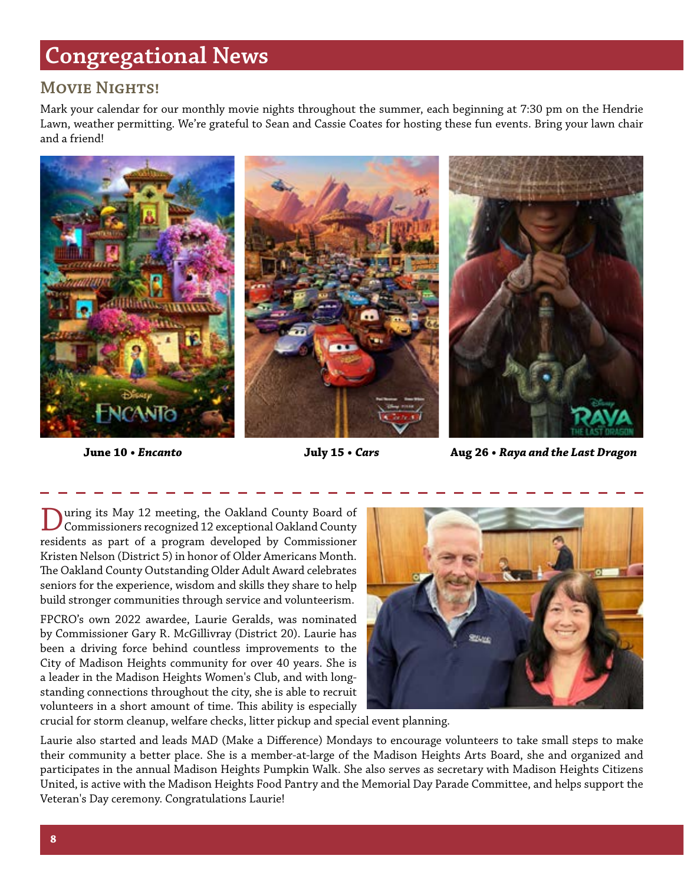# Congregational News

## Movie Nights!

Mark your calendar for our monthly movie nights throughout the summer, each beginning at 7:30 pm on the Hendrie Lawn, weather permitting. We're grateful to Sean and Cassie Coates for hosting these fun events. Bring your lawn chair and a friend!

**June 10 • *Encanto***

**July 15 • *Cars***

**Aug 26 • *Raya and the Last Dragon***

---

During its May 12 meeting, the Oakland County Board of Commissioners recognized 12 exceptional Oakland County residents as part of a program developed by Commissioner Kristen Nelson (District 5) in honor of Older Americans Month. The Oakland County Outstanding Older Adult Award celebrates seniors for the experience, wisdom and skills they share to help build stronger communities through service and volunteerism.

FPCRO's own 2022 awardee, Laurie Geralds, was nominated by Commissioner Gary R. McGillivray (District 20). Laurie has been a driving force behind countless improvements to the City of Madison Heights community for over 40 years. She is a leader in the Madison Heights Women's Club, and with long-standing connections throughout the city, she is able to recruit volunteers in a short amount of time. This ability is especially crucial for storm cleanup, welfare checks, litter pickup and special event planning.

Laurie also started and leads MAD (Make a Difference) Mondays to encourage volunteers to take small steps to make their community a better place. She is a member-at-large of the Madison Heights Arts Board, she and organized and participates in the annual Madison Heights Pumpkin Walk. She also serves as secretary with Madison Heights Citizens United, is active with the Madison Heights Food Pantry and the Memorial Day Parade Committee, and helps support the Veteran's Day ceremony. Congratulations Laurie!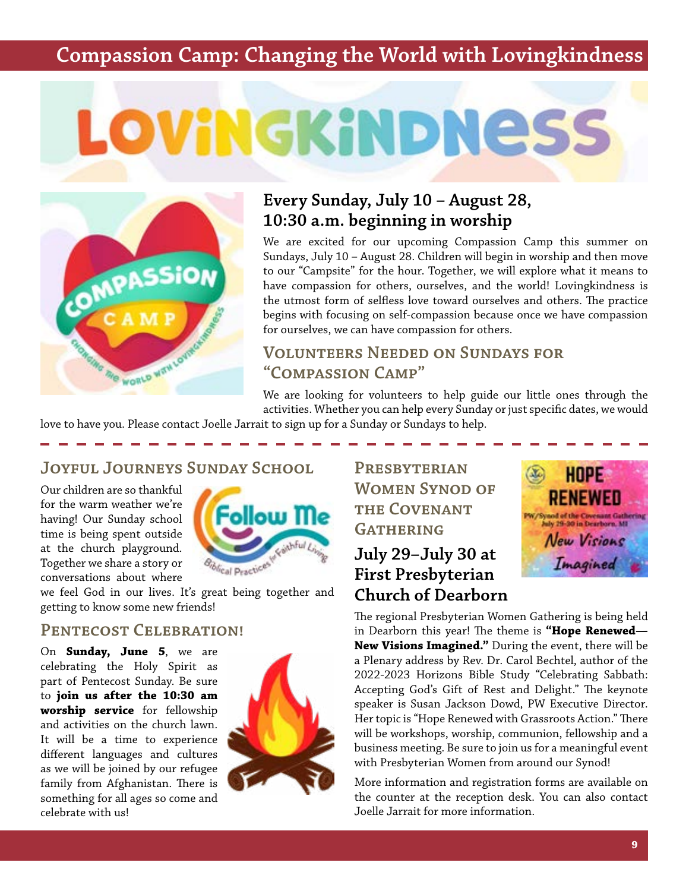# Compassion Camp: Changing the World with Lovingkindness

## Every Sunday, July 10 – August 28, 10:30 a.m. beginning in worship

We are excited for our upcoming Compassion Camp this summer on Sundays, July 10 – August 28. Children will begin in worship and then move to our "Campsite" for the hour. Together, we will explore what it means to have compassion for others, ourselves, and the world! Lovingkindness is the utmost form of selfless love toward ourselves and others. The practice begins with focusing on self-compassion because once we have compassion for ourselves, we can have compassion for others.

## Volunteers Needed on Sundays for "Compassion Camp"

We are looking for volunteers to help guide our little ones through the activities. Whether you can help every Sunday or just specific dates, we would love to have you. Please contact Joelle Jarrait to sign up for a Sunday or Sundays to help.

## Joyful Journeys Sunday School

Our children are so thankful for the warm weather we're having! Our Sunday school time is being spent outside at the church playground. Together we share a story or conversations about where we feel God in our lives. It's great being together and getting to know some new friends!

## Pentecost Celebration!

On **Sunday, June 5**, we are celebrating the Holy Spirit as part of Pentecost Sunday. Be sure to **join us after the 10:30 am worship service** for fellowship and activities on the church lawn. It will be a time to experience different languages and cultures as we will be joined by our refugee family from Afghanistan. There is something for all ages so come and celebrate with us!

## Presbyterian Women Synod of the Covenant Gathering

### July 29–July 30 at First Presbyterian Church of Dearborn

The regional Presbyterian Women Gathering is being held in Dearborn this year! The theme is **"Hope Renewed—New Visions Imagined."** During the event, there will be a Plenary address by Rev. Dr. Carol Bechtel, author of the 2022-2023 Horizons Bible Study "Celebrating Sabbath: Accepting God's Gift of Rest and Delight." The keynote speaker is Susan Jackson Dowd, PW Executive Director. Her topic is "Hope Renewed with Grassroots Action." There will be workshops, worship, communion, fellowship and a business meeting. Be sure to join us for a meaningful event with Presbyterian Women from around our Synod!

More information and registration forms are available on the counter at the reception desk. You can also contact Joelle Jarrait for more information.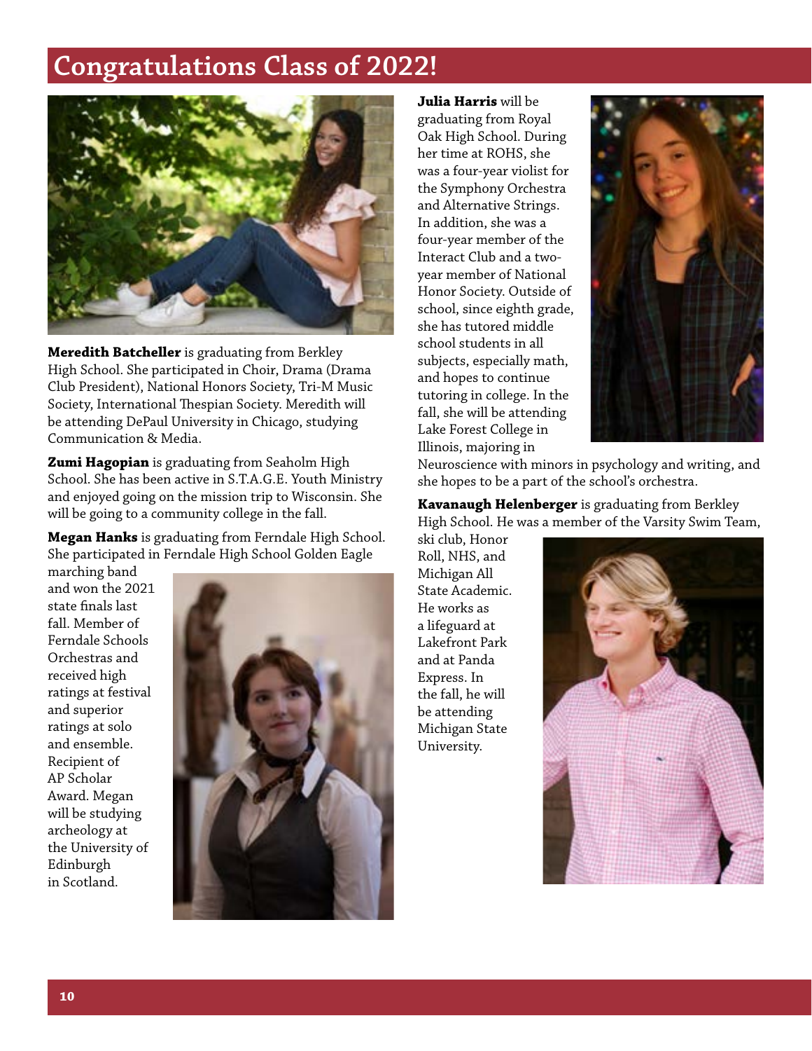# Congratulations Class of 2022!

**Meredith Batcheller** is graduating from Berkley High School. She participated in Choir, Drama (Drama Club President), National Honors Society, Tri-M Music Society, International Thespian Society. Meredith will be attending DePaul University in Chicago, studying Communication & Media.

**Zumi Hagopian** is graduating from Seaholm High School. She has been active in S.T.A.G.E. Youth Ministry and enjoyed going on the mission trip to Wisconsin. She will be going to a community college in the fall.

**Megan Hanks** is graduating from Ferndale High School. She participated in Ferndale High School Golden Eagle marching band and won the 2021 state finals last fall. Member of Ferndale Schools Orchestras and received high ratings at festival and superior ratings at solo and ensemble. Recipient of AP Scholar Award. Megan will be studying archeology at the University of Edinburgh in Scotland.

**Julia Harris** will be graduating from Royal Oak High School. During her time at ROHS, she was a four-year violist for the Symphony Orchestra and Alternative Strings. In addition, she was a four-year member of the Interact Club and a two-year member of National Honor Society. Outside of school, since eighth grade, she has tutored middle school students in all subjects, especially math, and hopes to continue tutoring in college. In the fall, she will be attending Lake Forest College in Illinois, majoring in Neuroscience with minors in psychology and writing, and she hopes to be a part of the school's orchestra.

**Kavanaugh Helenberger** is graduating from Berkley High School. He was a member of the Varsity Swim Team, ski club, Honor Roll, NHS, and Michigan All State Academic. He works as a lifeguard at Lakefront Park and at Panda Express. In the fall, he will be attending Michigan State University.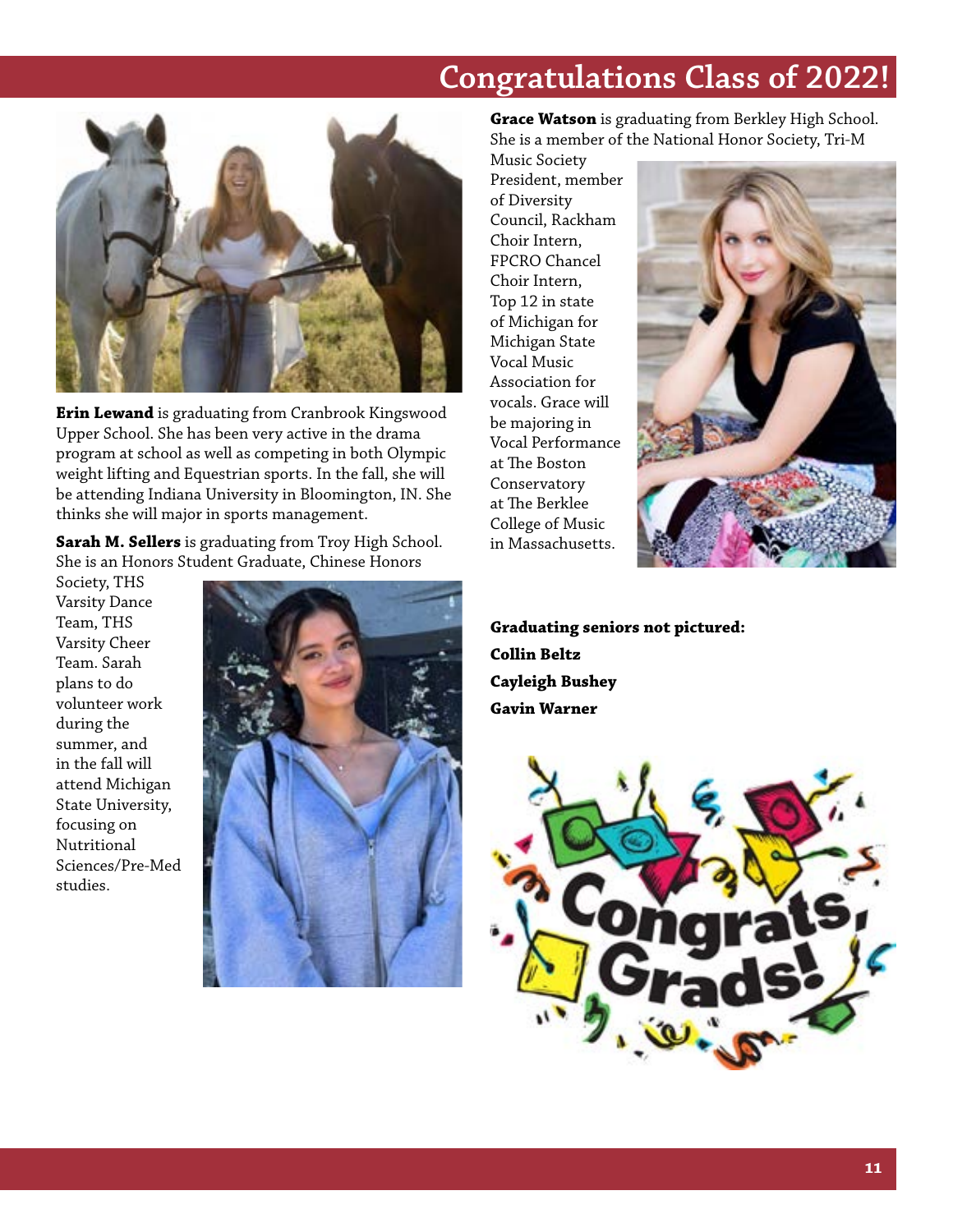# Congratulations Class of 2022!

**Erin Lewand** is graduating from Cranbrook Kingswood Upper School. She has been very active in the drama program at school as well as competing in both Olympic weight lifting and Equestrian sports. In the fall, she will be attending Indiana University in Bloomington, IN. She thinks she will major in sports management.

**Sarah M. Sellers** is graduating from Troy High School. She is an Honors Student Graduate, Chinese Honors Society, THS Varsity Dance Team, THS Varsity Cheer Team. Sarah plans to do volunteer work during the summer, and in the fall will attend Michigan State University, focusing on Nutritional Sciences/Pre-Med studies.

**Grace Watson** is graduating from Berkley High School. She is a member of the National Honor Society, Tri-M Music Society President, member of Diversity Council, Rackham Choir Intern, FPCRO Chancel Choir Intern, Top 12 in state of Michigan for Michigan State Vocal Music Association for vocals. Grace will be majoring in Vocal Performance at The Boston Conservatory at The Berklee College of Music in Massachusetts.

**Graduating seniors not pictured:**

**Collin Beltz**

**Cayleigh Bushey**

**Gavin Warner**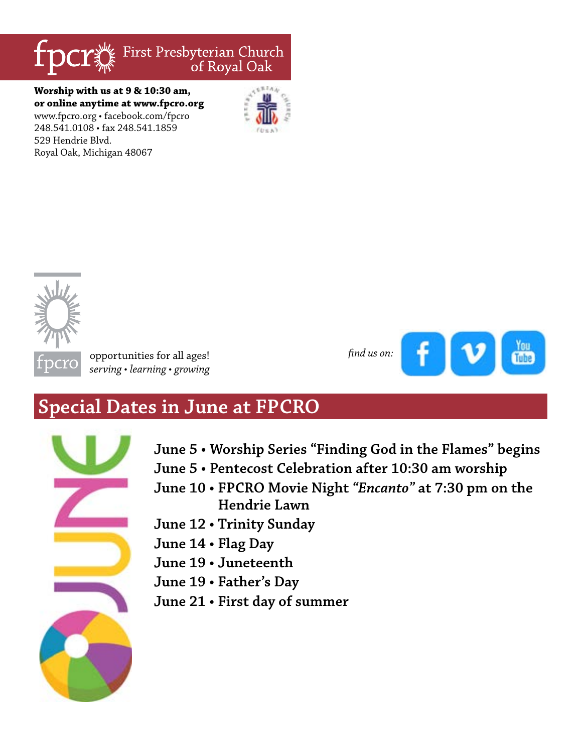fpcro First Presbyterian Church of Royal Oak

**Worship with us at 9 & 10:30 am, or online anytime at www.fpcro.org**
www.fpcro.org • facebook.com/fpcro
248.541.0108 • fax 248.541.1859
529 Hendrie Blvd.
Royal Oak, Michigan 48067

fpcro opportunities for all ages!
*serving • learning • growing*

*find us on:*

## Special Dates in June at FPCRO

**June 5 • Worship Series "Finding God in the Flames" begins**
**June 5 • Pentecost Celebration after 10:30 am worship**
**June 10 • FPCRO Movie Night *"Encanto"* at 7:30 pm on the Hendrie Lawn**
**June 12 • Trinity Sunday**
**June 14 • Flag Day**
**June 19 • Juneteenth**
**June 19 • Father's Day**
**June 21 • First day of summer**